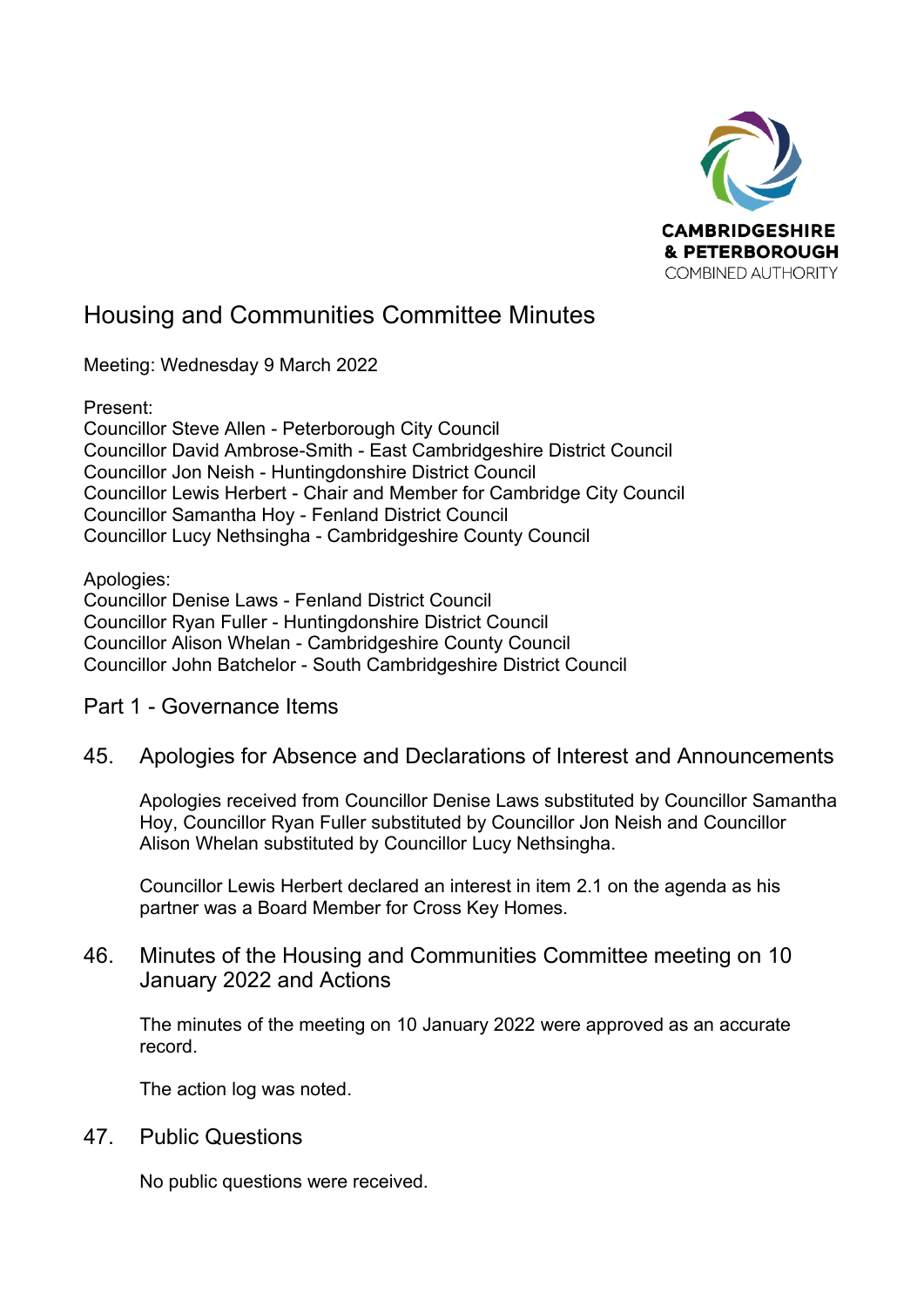CAMBRIDGESHIRE & PETERBOROUGH COMBINED AUTHORITY

# Housing and Communities Committee Minutes

Meeting: Wednesday 9 March 2022

Present:
Councillor Steve Allen - Peterborough City Council
Councillor David Ambrose-Smith - East Cambridgeshire District Council
Councillor Jon Neish - Huntingdonshire District Council
Councillor Lewis Herbert - Chair and Member for Cambridge City Council
Councillor Samantha Hoy - Fenland District Council
Councillor Lucy Nethsingha - Cambridgeshire County Council

Apologies:
Councillor Denise Laws - Fenland District Council
Councillor Ryan Fuller - Huntingdonshire District Council
Councillor Alison Whelan - Cambridgeshire County Council
Councillor John Batchelor - South Cambridgeshire District Council

## Part 1 - Governance Items

### 45. Apologies for Absence and Declarations of Interest and Announcements

Apologies received from Councillor Denise Laws substituted by Councillor Samantha Hoy, Councillor Ryan Fuller substituted by Councillor Jon Neish and Councillor Alison Whelan substituted by Councillor Lucy Nethsingha.

Councillor Lewis Herbert declared an interest in item 2.1 on the agenda as his partner was a Board Member for Cross Key Homes.

### 46. Minutes of the Housing and Communities Committee meeting on 10 January 2022 and Actions

The minutes of the meeting on 10 January 2022 were approved as an accurate record.

The action log was noted.

### 47. Public Questions

No public questions were received.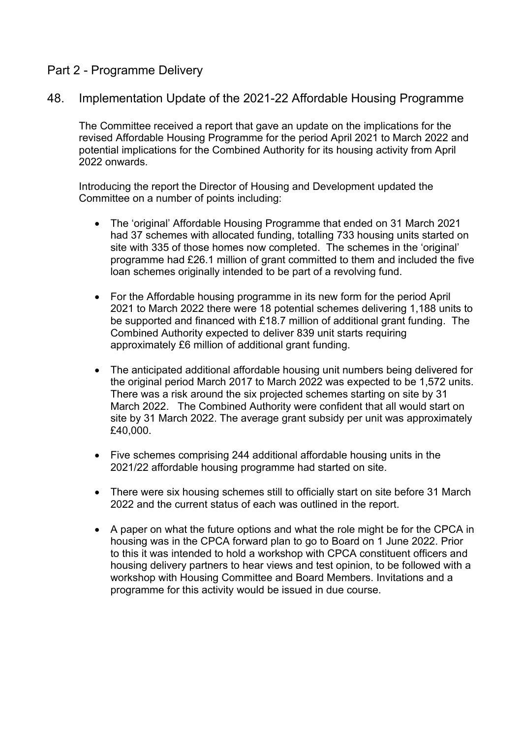## Part 2 - Programme Delivery

## 48. Implementation Update of the 2021-22 Affordable Housing Programme

The Committee received a report that gave an update on the implications for the revised Affordable Housing Programme for the period April 2021 to March 2022 and potential implications for the Combined Authority for its housing activity from April 2022 onwards.

Introducing the report the Director of Housing and Development updated the Committee on a number of points including:

- The 'original' Affordable Housing Programme that ended on 31 March 2021 had 37 schemes with allocated funding, totalling 733 housing units started on site with 335 of those homes now completed. The schemes in the 'original' programme had £26.1 million of grant committed to them and included the five loan schemes originally intended to be part of a revolving fund.

- For the Affordable housing programme in its new form for the period April 2021 to March 2022 there were 18 potential schemes delivering 1,188 units to be supported and financed with £18.7 million of additional grant funding. The Combined Authority expected to deliver 839 unit starts requiring approximately £6 million of additional grant funding.

- The anticipated additional affordable housing unit numbers being delivered for the original period March 2017 to March 2022 was expected to be 1,572 units. There was a risk around the six projected schemes starting on site by 31 March 2022. The Combined Authority were confident that all would start on site by 31 March 2022. The average grant subsidy per unit was approximately £40,000.

- Five schemes comprising 244 additional affordable housing units in the 2021/22 affordable housing programme had started on site.

- There were six housing schemes still to officially start on site before 31 March 2022 and the current status of each was outlined in the report.

- A paper on what the future options and what the role might be for the CPCA in housing was in the CPCA forward plan to go to Board on 1 June 2022. Prior to this it was intended to hold a workshop with CPCA constituent officers and housing delivery partners to hear views and test opinion, to be followed with a workshop with Housing Committee and Board Members. Invitations and a programme for this activity would be issued in due course.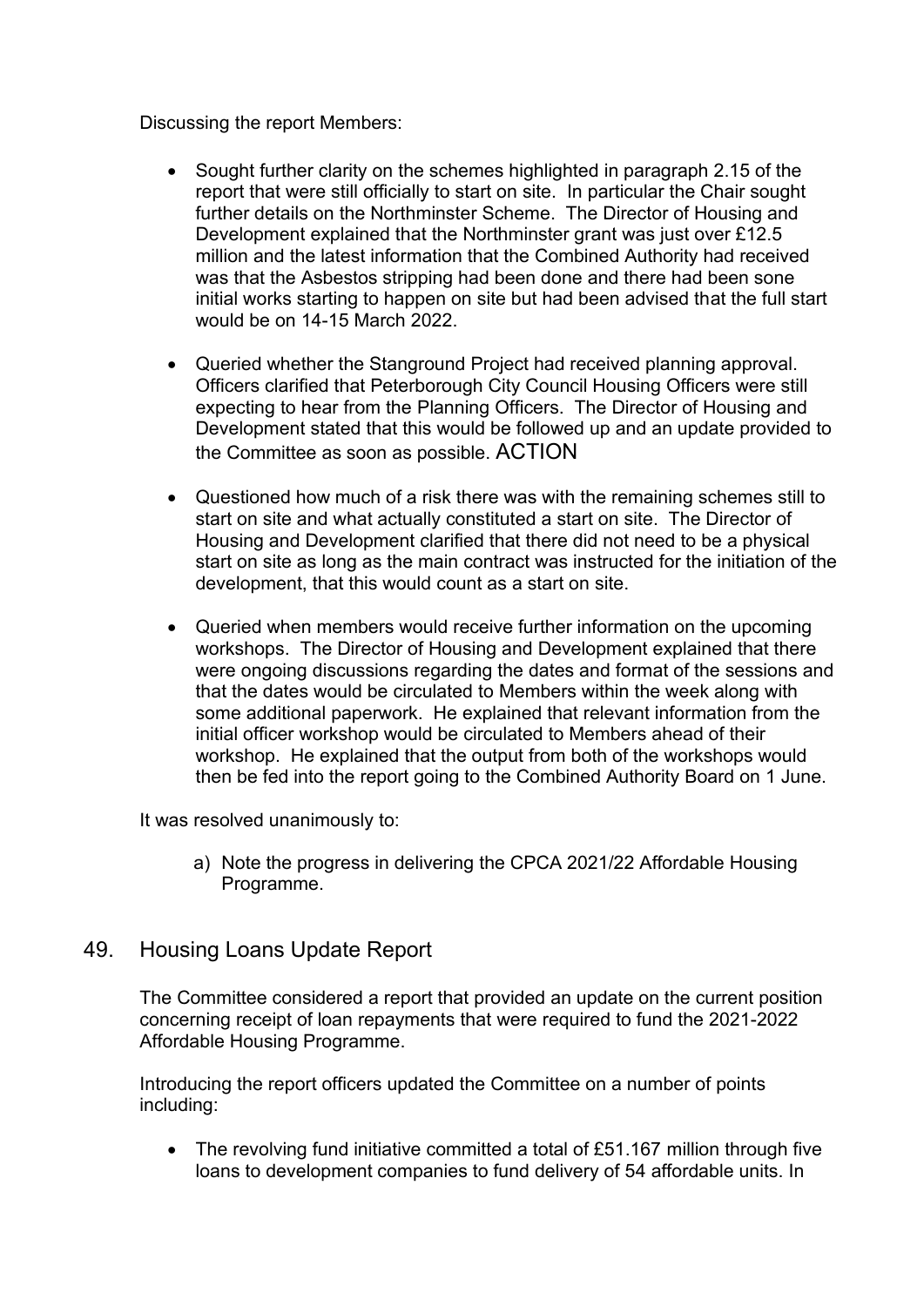Discussing the report Members:

- Sought further clarity on the schemes highlighted in paragraph 2.15 of the report that were still officially to start on site. In particular the Chair sought further details on the Northminster Scheme. The Director of Housing and Development explained that the Northminster grant was just over £12.5 million and the latest information that the Combined Authority had received was that the Asbestos stripping had been done and there had been sone initial works starting to happen on site but had been advised that the full start would be on 14-15 March 2022.

- Queried whether the Stanground Project had received planning approval. Officers clarified that Peterborough City Council Housing Officers were still expecting to hear from the Planning Officers. The Director of Housing and Development stated that this would be followed up and an update provided to the Committee as soon as possible. ACTION

- Questioned how much of a risk there was with the remaining schemes still to start on site and what actually constituted a start on site. The Director of Housing and Development clarified that there did not need to be a physical start on site as long as the main contract was instructed for the initiation of the development, that this would count as a start on site.

- Queried when members would receive further information on the upcoming workshops. The Director of Housing and Development explained that there were ongoing discussions regarding the dates and format of the sessions and that the dates would be circulated to Members within the week along with some additional paperwork. He explained that relevant information from the initial officer workshop would be circulated to Members ahead of their workshop. He explained that the output from both of the workshops would then be fed into the report going to the Combined Authority Board on 1 June.

It was resolved unanimously to:

a) Note the progress in delivering the CPCA 2021/22 Affordable Housing Programme.

## 49. Housing Loans Update Report

The Committee considered a report that provided an update on the current position concerning receipt of loan repayments that were required to fund the 2021-2022 Affordable Housing Programme.

Introducing the report officers updated the Committee on a number of points including:

- The revolving fund initiative committed a total of £51.167 million through five loans to development companies to fund delivery of 54 affordable units. In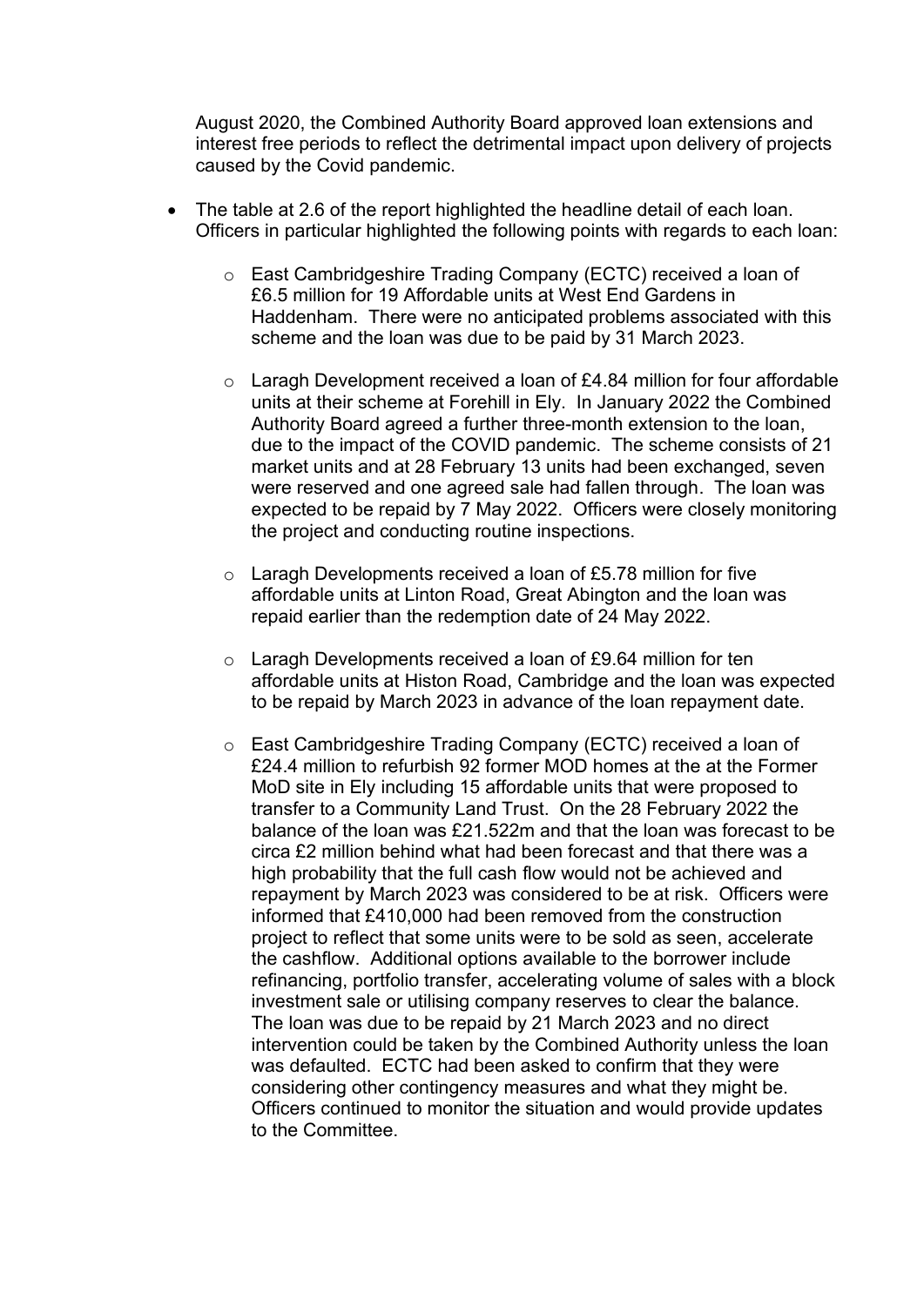August 2020, the Combined Authority Board approved loan extensions and interest free periods to reflect the detrimental impact upon delivery of projects caused by the Covid pandemic.

- The table at 2.6 of the report highlighted the headline detail of each loan. Officers in particular highlighted the following points with regards to each loan:
  - East Cambridgeshire Trading Company (ECTC) received a loan of £6.5 million for 19 Affordable units at West End Gardens in Haddenham. There were no anticipated problems associated with this scheme and the loan was due to be paid by 31 March 2023.
  - Laragh Development received a loan of £4.84 million for four affordable units at their scheme at Forehill in Ely. In January 2022 the Combined Authority Board agreed a further three-month extension to the loan, due to the impact of the COVID pandemic. The scheme consists of 21 market units and at 28 February 13 units had been exchanged, seven were reserved and one agreed sale had fallen through. The loan was expected to be repaid by 7 May 2022. Officers were closely monitoring the project and conducting routine inspections.
  - Laragh Developments received a loan of £5.78 million for five affordable units at Linton Road, Great Abington and the loan was repaid earlier than the redemption date of 24 May 2022.
  - Laragh Developments received a loan of £9.64 million for ten affordable units at Histon Road, Cambridge and the loan was expected to be repaid by March 2023 in advance of the loan repayment date.
  - East Cambridgeshire Trading Company (ECTC) received a loan of £24.4 million to refurbish 92 former MOD homes at the at the Former MoD site in Ely including 15 affordable units that were proposed to transfer to a Community Land Trust. On the 28 February 2022 the balance of the loan was £21.522m and that the loan was forecast to be circa £2 million behind what had been forecast and that there was a high probability that the full cash flow would not be achieved and repayment by March 2023 was considered to be at risk. Officers were informed that £410,000 had been removed from the construction project to reflect that some units were to be sold as seen, accelerate the cashflow. Additional options available to the borrower include refinancing, portfolio transfer, accelerating volume of sales with a block investment sale or utilising company reserves to clear the balance. The loan was due to be repaid by 21 March 2023 and no direct intervention could be taken by the Combined Authority unless the loan was defaulted. ECTC had been asked to confirm that they were considering other contingency measures and what they might be. Officers continued to monitor the situation and would provide updates to the Committee.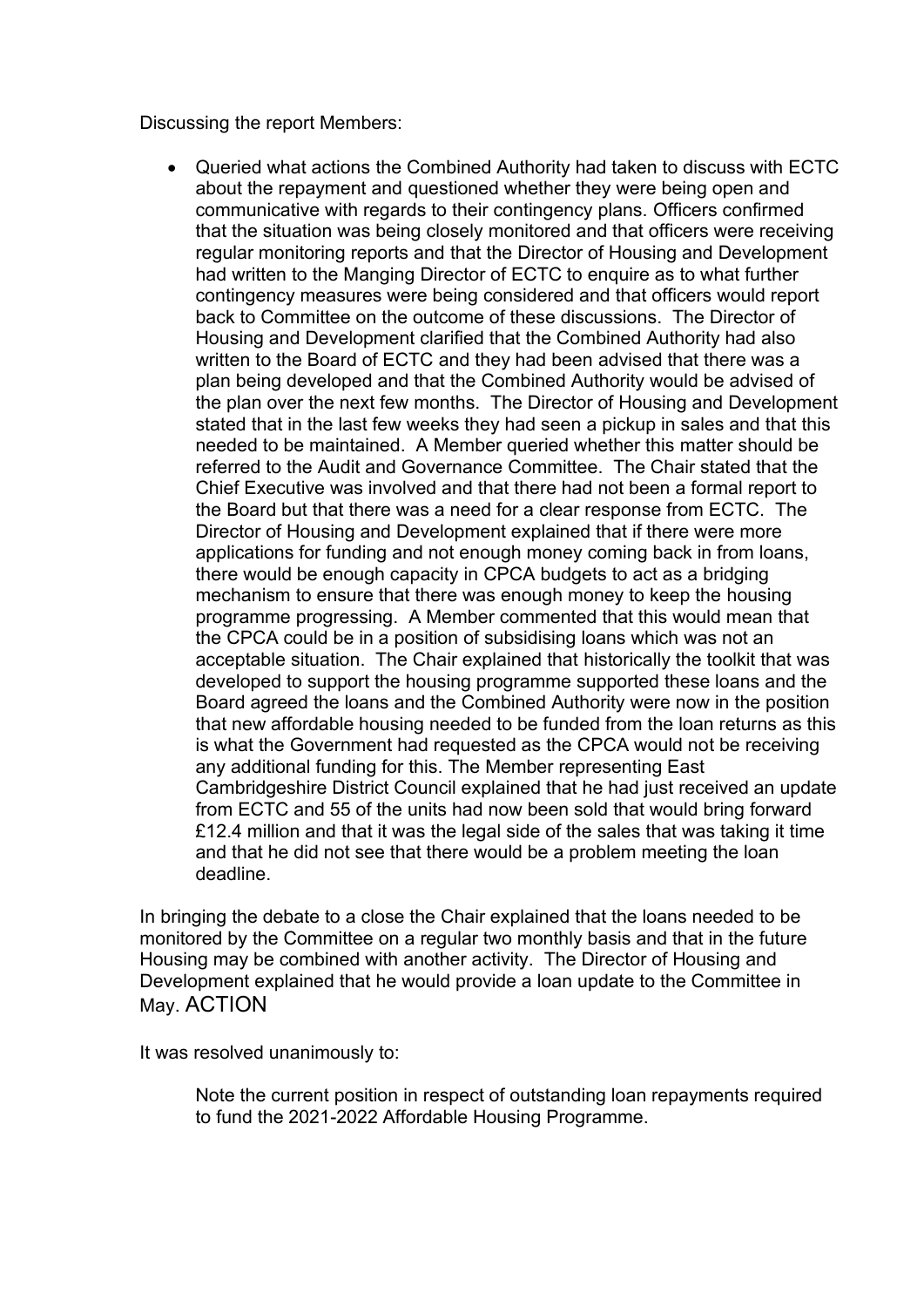Discussing the report Members:

- Queried what actions the Combined Authority had taken to discuss with ECTC about the repayment and questioned whether they were being open and communicative with regards to their contingency plans. Officers confirmed that the situation was being closely monitored and that officers were receiving regular monitoring reports and that the Director of Housing and Development had written to the Manging Director of ECTC to enquire as to what further contingency measures were being considered and that officers would report back to Committee on the outcome of these discussions. The Director of Housing and Development clarified that the Combined Authority had also written to the Board of ECTC and they had been advised that there was a plan being developed and that the Combined Authority would be advised of the plan over the next few months. The Director of Housing and Development stated that in the last few weeks they had seen a pickup in sales and that this needed to be maintained. A Member queried whether this matter should be referred to the Audit and Governance Committee. The Chair stated that the Chief Executive was involved and that there had not been a formal report to the Board but that there was a need for a clear response from ECTC. The Director of Housing and Development explained that if there were more applications for funding and not enough money coming back in from loans, there would be enough capacity in CPCA budgets to act as a bridging mechanism to ensure that there was enough money to keep the housing programme progressing. A Member commented that this would mean that the CPCA could be in a position of subsidising loans which was not an acceptable situation. The Chair explained that historically the toolkit that was developed to support the housing programme supported these loans and the Board agreed the loans and the Combined Authority were now in the position that new affordable housing needed to be funded from the loan returns as this is what the Government had requested as the CPCA would not be receiving any additional funding for this. The Member representing East Cambridgeshire District Council explained that he had just received an update from ECTC and 55 of the units had now been sold that would bring forward £12.4 million and that it was the legal side of the sales that was taking it time and that he did not see that there would be a problem meeting the loan deadline.

In bringing the debate to a close the Chair explained that the loans needed to be monitored by the Committee on a regular two monthly basis and that in the future Housing may be combined with another activity. The Director of Housing and Development explained that he would provide a loan update to the Committee in May. ACTION

It was resolved unanimously to:

> Note the current position in respect of outstanding loan repayments required to fund the 2021-2022 Affordable Housing Programme.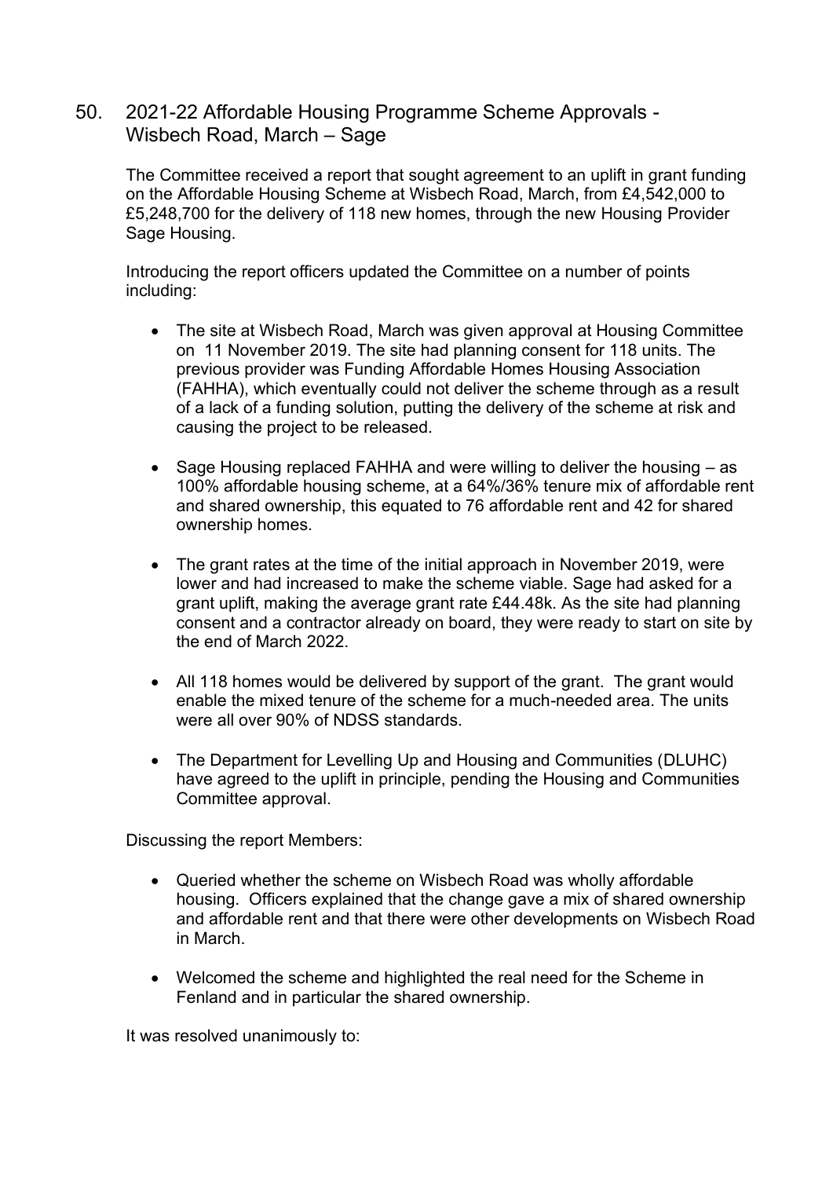## 50. 2021-22 Affordable Housing Programme Scheme Approvals - Wisbech Road, March – Sage

The Committee received a report that sought agreement to an uplift in grant funding on the Affordable Housing Scheme at Wisbech Road, March, from £4,542,000 to £5,248,700 for the delivery of 118 new homes, through the new Housing Provider Sage Housing.

Introducing the report officers updated the Committee on a number of points including:

- The site at Wisbech Road, March was given approval at Housing Committee on 11 November 2019. The site had planning consent for 118 units. The previous provider was Funding Affordable Homes Housing Association (FAHHA), which eventually could not deliver the scheme through as a result of a lack of a funding solution, putting the delivery of the scheme at risk and causing the project to be released.

- Sage Housing replaced FAHHA and were willing to deliver the housing – as 100% affordable housing scheme, at a 64%/36% tenure mix of affordable rent and shared ownership, this equated to 76 affordable rent and 42 for shared ownership homes.

- The grant rates at the time of the initial approach in November 2019, were lower and had increased to make the scheme viable. Sage had asked for a grant uplift, making the average grant rate £44.48k. As the site had planning consent and a contractor already on board, they were ready to start on site by the end of March 2022.

- All 118 homes would be delivered by support of the grant. The grant would enable the mixed tenure of the scheme for a much-needed area. The units were all over 90% of NDSS standards.

- The Department for Levelling Up and Housing and Communities (DLUHC) have agreed to the uplift in principle, pending the Housing and Communities Committee approval.

Discussing the report Members:

- Queried whether the scheme on Wisbech Road was wholly affordable housing. Officers explained that the change gave a mix of shared ownership and affordable rent and that there were other developments on Wisbech Road in March.

- Welcomed the scheme and highlighted the real need for the Scheme in Fenland and in particular the shared ownership.

It was resolved unanimously to: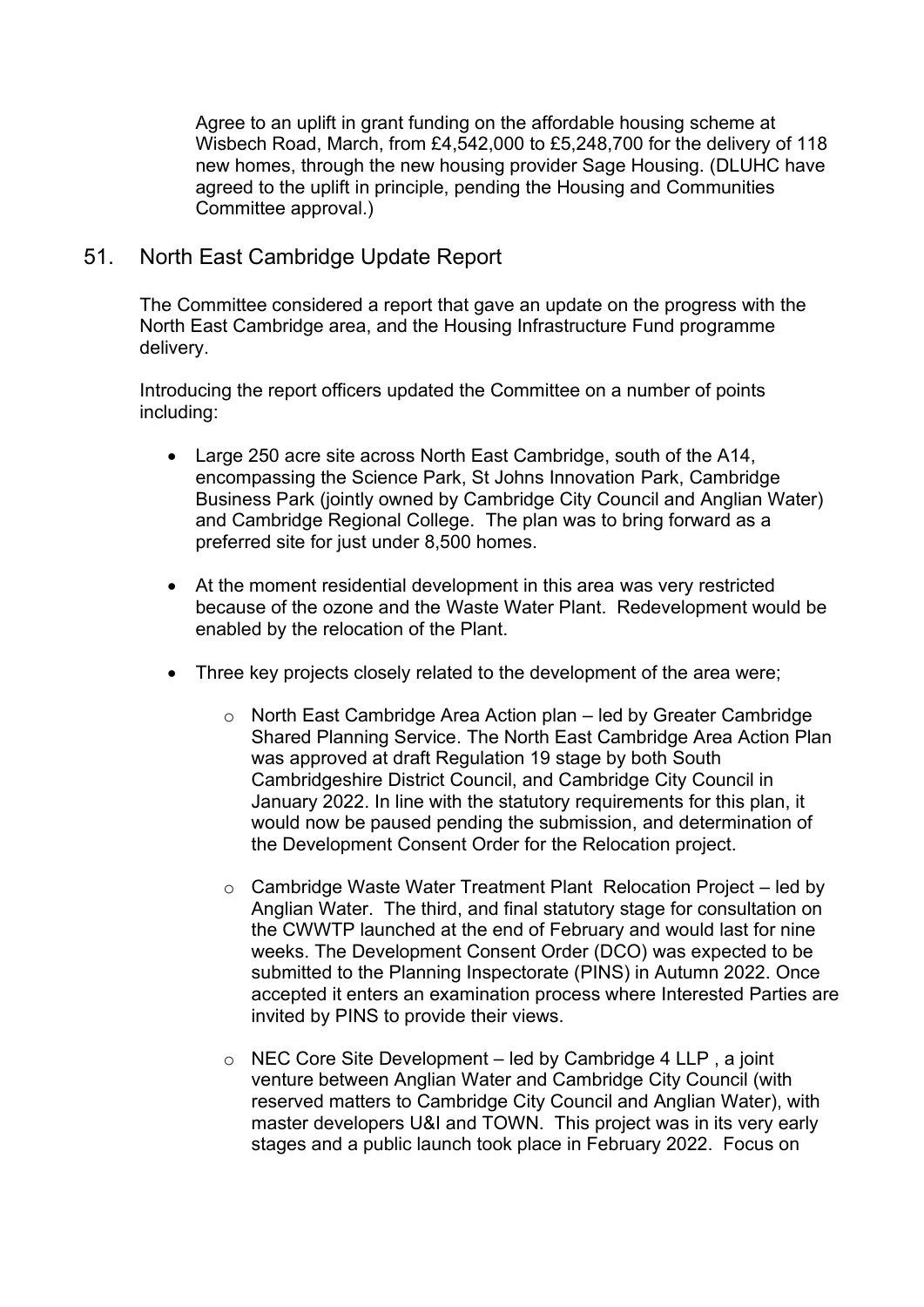Agree to an uplift in grant funding on the affordable housing scheme at Wisbech Road, March, from £4,542,000 to £5,248,700 for the delivery of 118 new homes, through the new housing provider Sage Housing. (DLUHC have agreed to the uplift in principle, pending the Housing and Communities Committee approval.)

## 51. North East Cambridge Update Report

The Committee considered a report that gave an update on the progress with the North East Cambridge area, and the Housing Infrastructure Fund programme delivery.

Introducing the report officers updated the Committee on a number of points including:

- Large 250 acre site across North East Cambridge, south of the A14, encompassing the Science Park, St Johns Innovation Park, Cambridge Business Park (jointly owned by Cambridge City Council and Anglian Water) and Cambridge Regional College. The plan was to bring forward as a preferred site for just under 8,500 homes.

- At the moment residential development in this area was very restricted because of the ozone and the Waste Water Plant. Redevelopment would be enabled by the relocation of the Plant.

- Three key projects closely related to the development of the area were;

  - North East Cambridge Area Action plan – led by Greater Cambridge Shared Planning Service. The North East Cambridge Area Action Plan was approved at draft Regulation 19 stage by both South Cambridgeshire District Council, and Cambridge City Council in January 2022. In line with the statutory requirements for this plan, it would now be paused pending the submission, and determination of the Development Consent Order for the Relocation project.

  - Cambridge Waste Water Treatment Plant Relocation Project – led by Anglian Water. The third, and final statutory stage for consultation on the CWWTP launched at the end of February and would last for nine weeks. The Development Consent Order (DCO) was expected to be submitted to the Planning Inspectorate (PINS) in Autumn 2022. Once accepted it enters an examination process where Interested Parties are invited by PINS to provide their views.

  - NEC Core Site Development – led by Cambridge 4 LLP , a joint venture between Anglian Water and Cambridge City Council (with reserved matters to Cambridge City Council and Anglian Water), with master developers U&I and TOWN. This project was in its very early stages and a public launch took place in February 2022. Focus on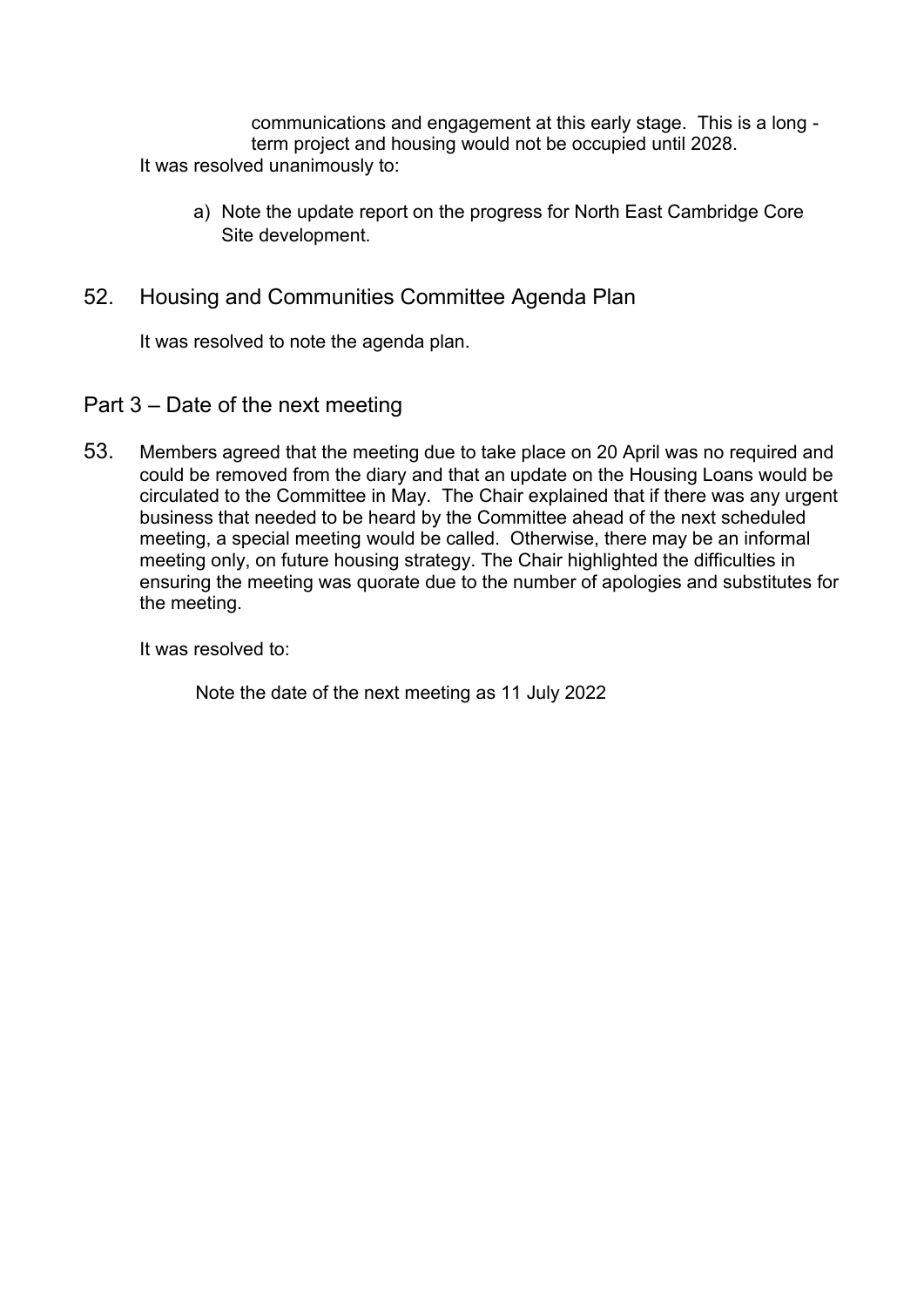communications and engagement at this early stage. This is a long - term project and housing would not be occupied until 2028.

It was resolved unanimously to:

a) Note the update report on the progress for North East Cambridge Core Site development.

## 52. Housing and Communities Committee Agenda Plan

It was resolved to note the agenda plan.

## Part 3 – Date of the next meeting

53. Members agreed that the meeting due to take place on 20 April was no required and could be removed from the diary and that an update on the Housing Loans would be circulated to the Committee in May. The Chair explained that if there was any urgent business that needed to be heard by the Committee ahead of the next scheduled meeting, a special meeting would be called. Otherwise, there may be an informal meeting only, on future housing strategy. The Chair highlighted the difficulties in ensuring the meeting was quorate due to the number of apologies and substitutes for the meeting.

It was resolved to:

Note the date of the next meeting as 11 July 2022